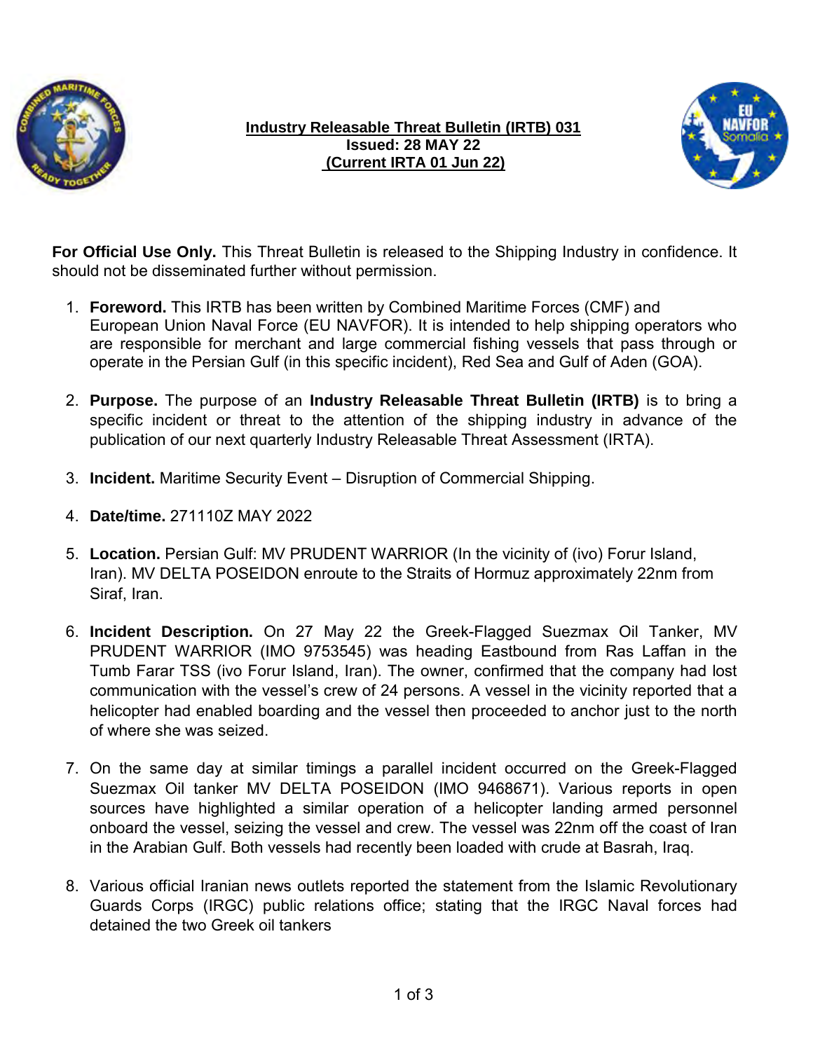**Industry Releasable Threat Bulletin (IRTB) 031**
**Issued: 28 MAY 22**
**(Current IRTA 01 Jun 22)**

**For Official Use Only.** This Threat Bulletin is released to the Shipping Industry in confidence. It should not be disseminated further without permission.

1. **Foreword.** This IRTB has been written by Combined Maritime Forces (CMF) and European Union Naval Force (EU NAVFOR). It is intended to help shipping operators who are responsible for merchant and large commercial fishing vessels that pass through or operate in the Persian Gulf (in this specific incident), Red Sea and Gulf of Aden (GOA).

2. **Purpose.** The purpose of an **Industry Releasable Threat Bulletin (IRTB)** is to bring a specific incident or threat to the attention of the shipping industry in advance of the publication of our next quarterly Industry Releasable Threat Assessment (IRTA).

3. **Incident.** Maritime Security Event – Disruption of Commercial Shipping.

4. **Date/time.** 271110Z MAY 2022

5. **Location.** Persian Gulf: MV PRUDENT WARRIOR (In the vicinity of (ivo) Forur Island, Iran). MV DELTA POSEIDON enroute to the Straits of Hormuz approximately 22nm from Siraf, Iran.

6. **Incident Description.** On 27 May 22 the Greek-Flagged Suezmax Oil Tanker, MV PRUDENT WARRIOR (IMO 9753545) was heading Eastbound from Ras Laffan in the Tumb Farar TSS (ivo Forur Island, Iran). The owner, confirmed that the company had lost communication with the vessel's crew of 24 persons. A vessel in the vicinity reported that a helicopter had enabled boarding and the vessel then proceeded to anchor just to the north of where she was seized.

7. On the same day at similar timings a parallel incident occurred on the Greek-Flagged Suezmax Oil tanker MV DELTA POSEIDON (IMO 9468671). Various reports in open sources have highlighted a similar operation of a helicopter landing armed personnel onboard the vessel, seizing the vessel and crew. The vessel was 22nm off the coast of Iran in the Arabian Gulf. Both vessels had recently been loaded with crude at Basrah, Iraq.

8. Various official Iranian news outlets reported the statement from the Islamic Revolutionary Guards Corps (IRGC) public relations office; stating that the IRGC Naval forces had detained the two Greek oil tankers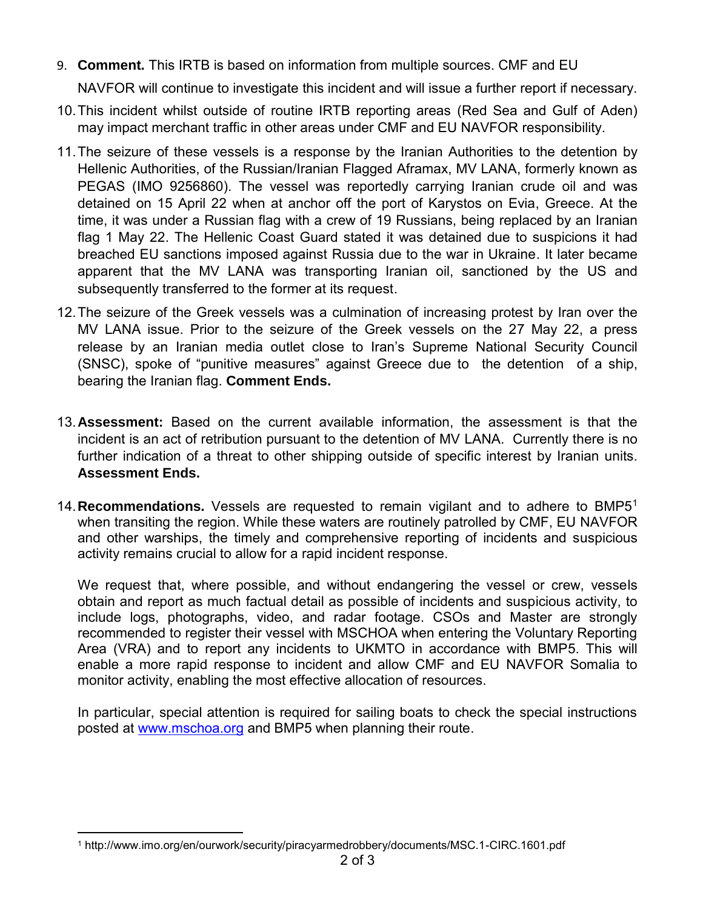9. **Comment.** This IRTB is based on information from multiple sources. CMF and EU NAVFOR will continue to investigate this incident and will issue a further report if necessary.

10. This incident whilst outside of routine IRTB reporting areas (Red Sea and Gulf of Aden) may impact merchant traffic in other areas under CMF and EU NAVFOR responsibility.

11. The seizure of these vessels is a response by the Iranian Authorities to the detention by Hellenic Authorities, of the Russian/Iranian Flagged Aframax, MV LANA, formerly known as PEGAS (IMO 9256860). The vessel was reportedly carrying Iranian crude oil and was detained on 15 April 22 when at anchor off the port of Karystos on Evia, Greece. At the time, it was under a Russian flag with a crew of 19 Russians, being replaced by an Iranian flag 1 May 22. The Hellenic Coast Guard stated it was detained due to suspicions it had breached EU sanctions imposed against Russia due to the war in Ukraine. It later became apparent that the MV LANA was transporting Iranian oil, sanctioned by the US and subsequently transferred to the former at its request.

12. The seizure of the Greek vessels was a culmination of increasing protest by Iran over the MV LANA issue. Prior to the seizure of the Greek vessels on the 27 May 22, a press release by an Iranian media outlet close to Iran's Supreme National Security Council (SNSC), spoke of "punitive measures" against Greece due to the detention of a ship, bearing the Iranian flag. **Comment Ends.**

13. **Assessment:** Based on the current available information, the assessment is that the incident is an act of retribution pursuant to the detention of MV LANA. Currently there is no further indication of a threat to other shipping outside of specific interest by Iranian units. **Assessment Ends.**

14. **Recommendations.** Vessels are requested to remain vigilant and to adhere to BMP5[1] when transiting the region. While these waters are routinely patrolled by CMF, EU NAVFOR and other warships, the timely and comprehensive reporting of incidents and suspicious activity remains crucial to allow for a rapid incident response.

    We request that, where possible, and without endangering the vessel or crew, vessels obtain and report as much factual detail as possible of incidents and suspicious activity, to include logs, photographs, video, and radar footage. CSOs and Master are strongly recommended to register their vessel with MSCHOA when entering the Voluntary Reporting Area (VRA) and to report any incidents to UKMTO in accordance with BMP5. This will enable a more rapid response to incident and allow CMF and EU NAVFOR Somalia to monitor activity, enabling the most effective allocation of resources.

    In particular, special attention is required for sailing boats to check the special instructions posted at [www.mschoa.org](http://www.mschoa.org) and BMP5 when planning their route.

---

[1] http://www.imo.org/en/ourwork/security/piracyarmedrobbery/documents/MSC.1-CIRC.1601.pdf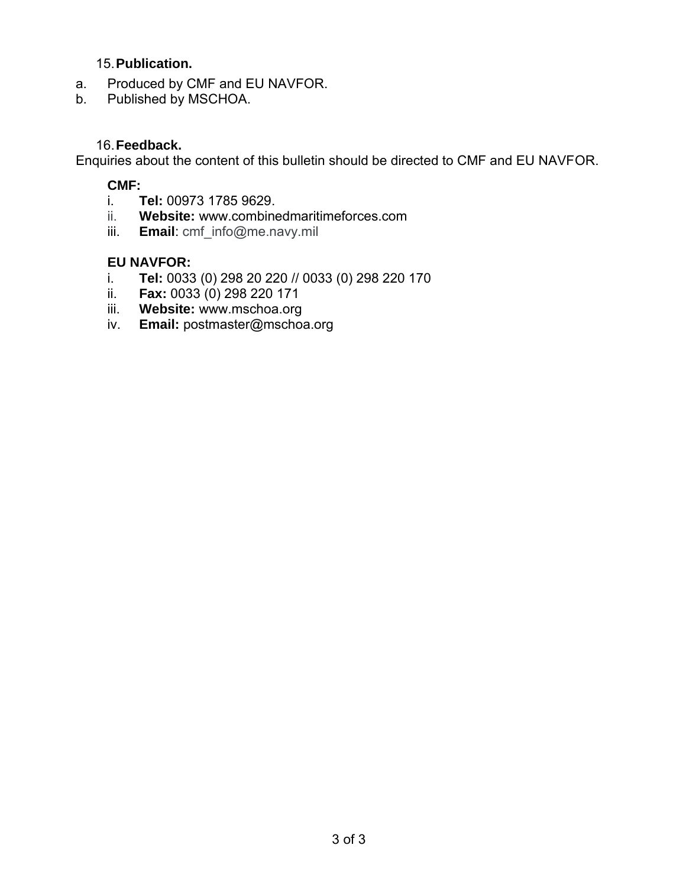15. **Publication.**

a. Produced by CMF and EU NAVFOR.
b. Published by MSCHOA.

16. **Feedback.**

Enquiries about the content of this bulletin should be directed to CMF and EU NAVFOR.

**CMF:**

i. **Tel:** 00973 1785 9629.
ii. **Website:** www.combinedmaritimeforces.com
iii. **Email**: cmf_info@me.navy.mil

**EU NAVFOR:**

i. **Tel:** 0033 (0) 298 20 220 // 0033 (0) 298 220 170
ii. **Fax:** 0033 (0) 298 220 171
iii. **Website:** www.mschoa.org
iv. **Email:** postmaster@mschoa.org